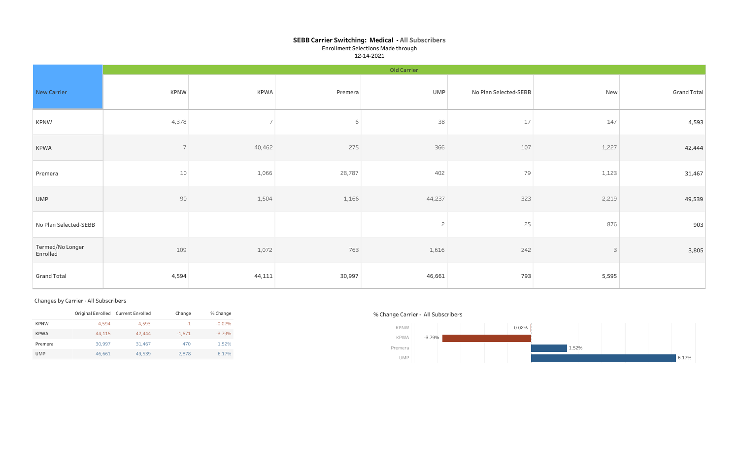# SEBB Carrier Switching: Medical - All Subscribers

Enrollment Selections Made through
12-14-2021

| New Carrier | Old Carrier | | | | | | |
|---|---|---|---|---|---|---|---|
| | KPNW | KPWA | Premera | UMP | No Plan Selected-SEBB | New | Grand Total |
| KPNW | 4,378 | 7 | 6 | 38 | 17 | 147 | 4,593 |
| KPWA | 7 | 40,462 | 275 | 366 | 107 | 1,227 | 42,444 |
| Premera | 10 | 1,066 | 28,787 | 402 | 79 | 1,123 | 31,467 |
| UMP | 90 | 1,504 | 1,166 | 44,237 | 323 | 2,219 | 49,539 |
| No Plan Selected-SEBB | | | | 2 | 25 | 876 | 903 |
| Termed/No Longer Enrolled | 109 | 1,072 | 763 | 1,616 | 242 | 3 | 3,805 |
| Grand Total | 4,594 | 44,111 | 30,997 | 46,661 | 793 | 5,595 | |

## Changes by Carrier - All Subscribers

| | Original Enrolled | Current Enrolled | Change | % Change |
|---|---|---|---|---|
| KPNW | 4,594 | 4,593 | -1 | -0.02% |
| KPWA | 44,115 | 42,444 | -1,671 | -3.79% |
| Premera | 30,997 | 31,467 | 470 | 1.52% |
| UMP | 46,661 | 49,539 | 2,878 | 6.17% |

## % Change Carrier - All Subscribers

| Carrier | % Change |
|---|---|
| KPNW | -0.02% |
| KPWA | -3.79% |
| Premera | 1.52% |
| UMP | 6.17% |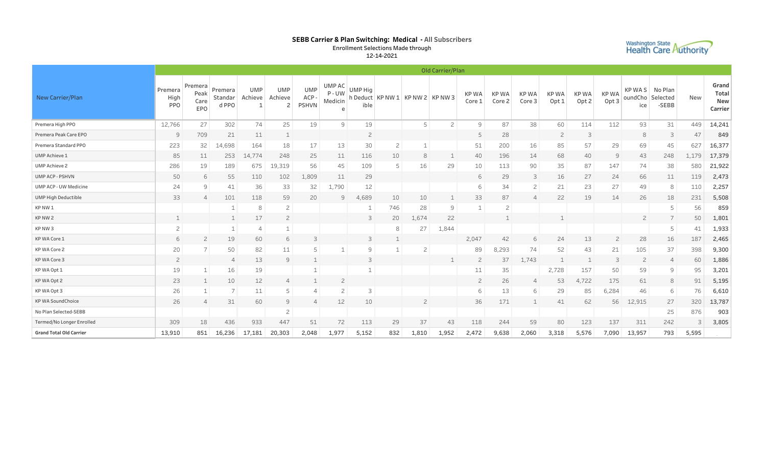# SEBB Carrier & Plan Switching: Medical - All Subscribers

Enrollment Selections Made through
12-14-2021

| New Carrier/Plan | Old Carrier/Plan | | | | | | | | | | | | | | | | | | | | |
|---|---|---|---|---|---|---|---|---|---|---|---|---|---|---|---|---|---|---|---|---|---|
| | Premera High PPO | Premera Peak Care EPO | Premera Standard PPO | UMP Achieve 1 | UMP Achieve 2 | UMP ACP - PSHVN | UMP ACP - UW Medicine | UMP High Deductible | KP NW 1 | KP NW 2 | KP NW 3 | KP WA Core 1 | KP WA Core 2 | KP WA Core 3 | KP WA Opt 1 | KP WA Opt 2 | KP WA Opt 3 | KP WA SoundChoice | No Plan Selected-SEBB | New | Grand Total New Carrier |
| Premera High PPO | 12,766 | 27 | 302 | 74 | 25 | 19 | 9 | 19 | | 5 | 2 | 9 | 87 | 38 | 60 | 114 | 112 | 93 | 31 | 449 | 14,241 |
| Premera Peak Care EPO | 9 | 709 | 21 | 11 | 1 | | | 2 | | | | 5 | 28 | | 2 | 3 | | 8 | 3 | 47 | 849 |
| Premera Standard PPO | 223 | 32 | 14,698 | 164 | 18 | 17 | 13 | 30 | 2 | 1 | | 51 | 200 | 16 | 85 | 57 | 29 | 69 | 45 | 627 | 16,377 |
| UMP Achieve 1 | 85 | 11 | 253 | 14,774 | 248 | 25 | 11 | 116 | 10 | 8 | 1 | 40 | 196 | 14 | 68 | 40 | 9 | 43 | 248 | 1,179 | 17,379 |
| UMP Achieve 2 | 286 | 19 | 189 | 675 | 19,319 | 56 | 45 | 109 | 5 | 16 | 29 | 10 | 113 | 90 | 35 | 87 | 147 | 74 | 38 | 580 | 21,922 |
| UMP ACP - PSHVN | 50 | 6 | 55 | 110 | 102 | 1,809 | 11 | 29 | | | | 6 | 29 | 3 | 16 | 27 | 24 | 66 | 11 | 119 | 2,473 |
| UMP ACP - UW Medicine | 24 | 9 | 41 | 36 | 33 | 32 | 1,790 | 12 | | | | 6 | 34 | 2 | 21 | 23 | 27 | 49 | 8 | 110 | 2,257 |
| UMP High Deductible | 33 | 4 | 101 | 118 | 59 | 20 | 9 | 4,689 | 10 | 10 | 1 | 33 | 87 | 4 | 22 | 19 | 14 | 26 | 18 | 231 | 5,508 |
| KP NW 1 | | | 1 | 8 | 2 | | | 1 | 746 | 28 | 9 | 1 | 2 | | | | | | 5 | 56 | 859 |
| KP NW 2 | 1 | | 1 | 17 | 2 | | | 3 | 20 | 1,674 | 22 | | 1 | | 1 | | | 2 | 7 | 50 | 1,801 |
| KP NW 3 | 2 | | 1 | 4 | 1 | | | | 8 | 27 | 1,844 | | | | | | | | 5 | 41 | 1,933 |
| KP WA Core 1 | 6 | 2 | 19 | 60 | 6 | 3 | | 3 | 1 | | | 2,047 | 42 | 6 | 24 | 13 | 2 | 28 | 16 | 187 | 2,465 |
| KP WA Core 2 | 20 | 7 | 50 | 82 | 11 | 5 | 1 | 9 | 1 | 2 | | 89 | 8,293 | 74 | 52 | 43 | 21 | 105 | 37 | 398 | 9,300 |
| KP WA Core 3 | 2 | | 4 | 13 | 9 | 1 | | 3 | | | 1 | 2 | 37 | 1,743 | 1 | 1 | 3 | 2 | 4 | 60 | 1,886 |
| KP WA Opt 1 | 19 | 1 | 16 | 19 | | 1 | | 1 | | | | 11 | 35 | | 2,728 | 157 | 50 | 59 | 9 | 95 | 3,201 |
| KP WA Opt 2 | 23 | 1 | 10 | 12 | 4 | 1 | 2 | | | | | 2 | 26 | 4 | 53 | 4,722 | 175 | 61 | 8 | 91 | 5,195 |
| KP WA Opt 3 | 26 | 1 | 7 | 11 | 5 | 4 | 2 | 3 | | | | 6 | 13 | 6 | 29 | 85 | 6,284 | 46 | 6 | 76 | 6,610 |
| KP WA SoundChoice | 26 | 4 | 31 | 60 | 9 | 4 | 12 | 10 | | 2 | | 36 | 171 | 1 | 41 | 62 | 56 | 12,915 | 27 | 320 | 13,787 |
| No Plan Selected-SEBB | | | | | 2 | | | | | | | | | | | | | | 25 | 876 | 903 |
| Termed/No Longer Enrolled | 309 | 18 | 436 | 933 | 447 | 51 | 72 | 113 | 29 | 37 | 43 | 118 | 244 | 59 | 80 | 123 | 137 | 311 | 242 | 3 | 3,805 |
| **Grand Total Old Carrier** | 13,910 | 851 | 16,236 | 17,181 | 20,303 | 2,048 | 1,977 | 5,152 | 832 | 1,810 | 1,952 | 2,472 | 9,638 | 2,060 | 3,318 | 5,576 | 7,090 | 13,957 | 793 | 5,595 | |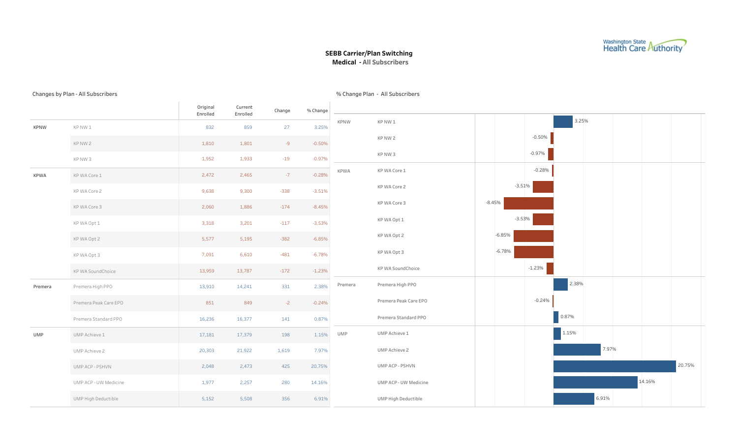# SEBB Carrier/Plan Switching

## Medical - All Subscribers

Washington State Health Care Authority

### Changes by Plan - All Subscribers

| | | Original Enrolled | Current Enrolled | Change | % Change |
|---|---|---|---|---|---|
| KPNW | KP NW 1 | 832 | 859 | 27 | 3.25% |
| | KP NW 2 | 1,810 | 1,801 | -9 | -0.50% |
| | KP NW 3 | 1,952 | 1,933 | -19 | -0.97% |
| KPWA | KP WA Core 1 | 2,472 | 2,465 | -7 | -0.28% |
| | KP WA Core 2 | 9,638 | 9,300 | -338 | -3.51% |
| | KP WA Core 3 | 2,060 | 1,886 | -174 | -8.45% |
| | KP WA Opt 1 | 3,318 | 3,201 | -117 | -3.53% |
| | KP WA Opt 2 | 5,577 | 5,195 | -382 | -6.85% |
| | KP WA Opt 3 | 7,091 | 6,610 | -481 | -6.78% |
| | KP WA SoundChoice | 13,959 | 13,787 | -172 | -1.23% |
| Premera | Premera High PPO | 13,910 | 14,241 | 331 | 2.38% |
| | Premera Peak Care EPO | 851 | 849 | -2 | -0.24% |
| | Premera Standard PPO | 16,236 | 16,377 | 141 | 0.87% |
| UMP | UMP Achieve 1 | 17,181 | 17,379 | 198 | 1.15% |
| | UMP Achieve 2 | 20,303 | 21,922 | 1,619 | 7.97% |
| | UMP ACP - PSHVN | 2,048 | 2,473 | 425 | 20.75% |
| | UMP ACP - UW Medicine | 1,977 | 2,257 | 280 | 14.16% |
| | UMP High Deductible | 5,152 | 5,508 | 356 | 6.91% |

### % Change Plan - All Subscribers

| | | % Change |
|---|---|---|
| KPNW | KP NW 1 | 3.25% |
| | KP NW 2 | -0.50% |
| | KP NW 3 | -0.97% |
| KPWA | KP WA Core 1 | -0.28% |
| | KP WA Core 2 | -3.51% |
| | KP WA Core 3 | -8.45% |
| | KP WA Opt 1 | -3.53% |
| | KP WA Opt 2 | -6.85% |
| | KP WA Opt 3 | -6.78% |
| | KP WA SoundChoice | -1.23% |
| Premera | Premera High PPO | 2.38% |
| | Premera Peak Care EPO | -0.24% |
| | Premera Standard PPO | 0.87% |
| UMP | UMP Achieve 1 | 1.15% |
| | UMP Achieve 2 | 7.97% |
| | UMP ACP - PSHVN | 20.75% |
| | UMP ACP - UW Medicine | 14.16% |
| | UMP High Deductible | 6.91% |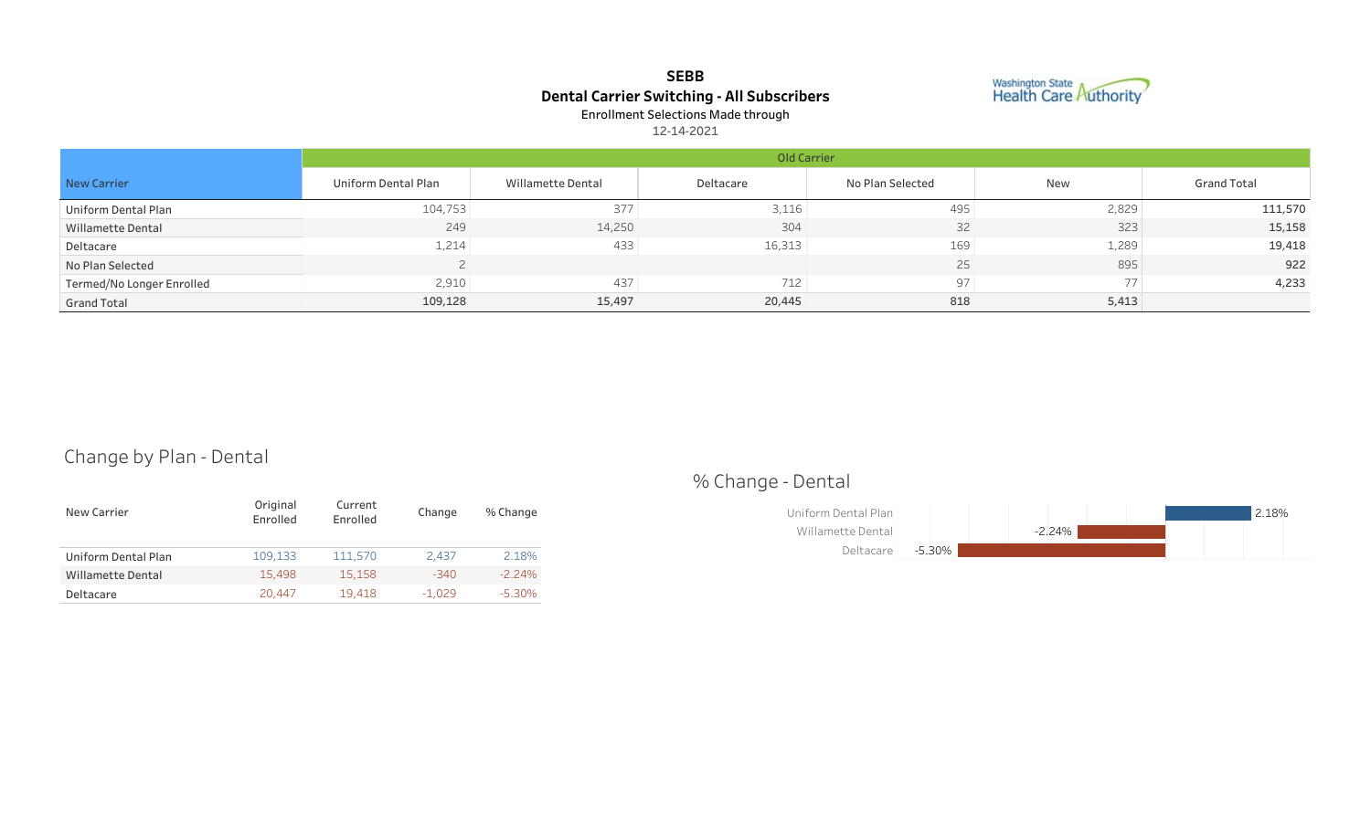# SEBB

## Dental Carrier Switching - All Subscribers

Enrollment Selections Made through

12-14-2021

Washington State Health Care Authority

| New Carrier | Old Carrier | | | | | |
|---|---|---|---|---|---|---|
| | Uniform Dental Plan | Willamette Dental | Deltacare | No Plan Selected | New | Grand Total |
| Uniform Dental Plan | 104,753 | 377 | 3,116 | 495 | 2,829 | 111,570 |
| Willamette Dental | 249 | 14,250 | 304 | 32 | 323 | 15,158 |
| Deltacare | 1,214 | 433 | 16,313 | 169 | 1,289 | 19,418 |
| No Plan Selected | 2 | | | 25 | 895 | 922 |
| Termed/No Longer Enrolled | 2,910 | 437 | 712 | 97 | 77 | 4,233 |
| Grand Total | 109,128 | 15,497 | 20,445 | 818 | 5,413 | |

## Change by Plan - Dental

| New Carrier | Original Enrolled | Current Enrolled | Change | % Change |
|---|---|---|---|---|
| Uniform Dental Plan | 109,133 | 111,570 | 2,437 | 2.18% |
| Willamette Dental | 15,498 | 15,158 | -340 | -2.24% |
| Deltacare | 20,447 | 19,418 | -1,029 | -5.30% |

## % Change - Dental

| Plan | % Change |
|---|---|
| Uniform Dental Plan | 2.18% |
| Willamette Dental | -2.24% |
| Deltacare | -5.30% |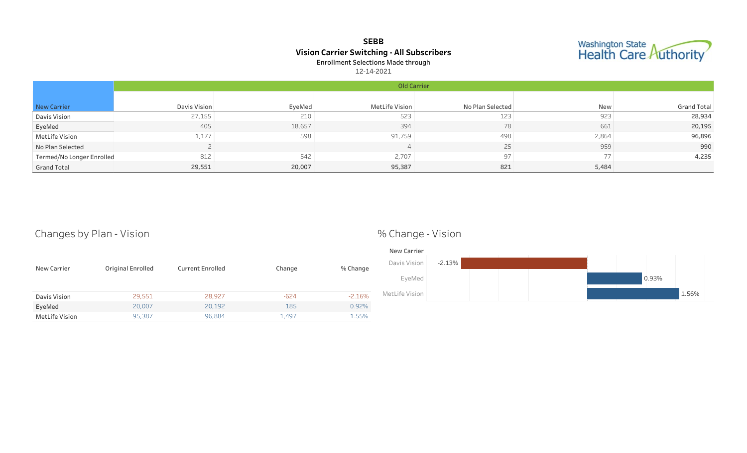**SEBB**

**Vision Carrier Switching - All Subscribers**

Enrollment Selections Made through

12-14-2021

Washington State Health Care Authority

| New Carrier | Old Carrier | | | | | |
|---|---|---|---|---|---|---|
| | Davis Vision | EyeMed | MetLife Vision | No Plan Selected | New | Grand Total |
| Davis Vision | 27,155 | 210 | 523 | 123 | 923 | 28,934 |
| EyeMed | 405 | 18,657 | 394 | 78 | 661 | 20,195 |
| MetLife Vision | 1,177 | 598 | 91,759 | 498 | 2,864 | 96,896 |
| No Plan Selected | 2 | | 4 | 25 | 959 | 990 |
| Termed/No Longer Enrolled | 812 | 542 | 2,707 | 97 | 77 | 4,235 |
| Grand Total | 29,551 | 20,007 | 95,387 | 821 | 5,484 | |

## Changes by Plan - Vision

| New Carrier | Original Enrolled | Current Enrolled | Change | % Change |
|---|---|---|---|---|
| Davis Vision | 29,551 | 28,927 | -624 | -2.16% |
| EyeMed | 20,007 | 20,192 | 185 | 0.92% |
| MetLife Vision | 95,387 | 96,884 | 1,497 | 1.55% |

## % Change - Vision

New Carrier

Davis Vision -2.13%

EyeMed 0.93%

MetLife Vision 1.56%